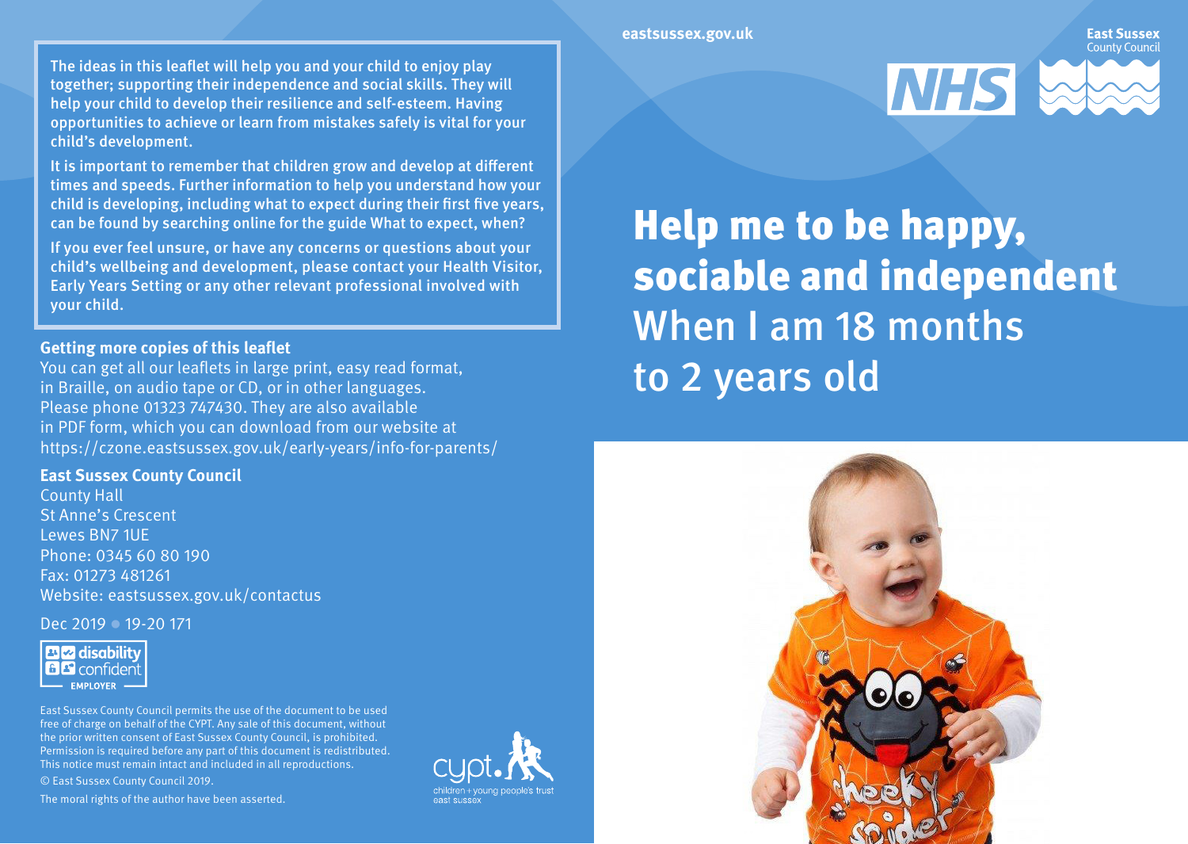The ideas in this leaflet will help you and your child to enjoy play together; supporting their independence and social skills. They will help your child to develop their resilience and self-esteem. Having opportunities to achieve or learn from mistakes safely is vital for your child's development.

It is important to remember that children grow and develop at different times and speeds. Further information to help you understand how your child is developing, including what to expect during their first five years, can be found by searching online for the guide What to expect, when?

If you ever feel unsure, or have any concerns or questions about your child's wellbeing and development, please contact your Health Visitor, Early Years Setting or any other relevant professional involved with your child.

**Getting more copies of this leaflet**

You can get all our leaflets in large print, easy read format, in Braille, on audio tape or CD, or in other languages. Please phone 01323 747430. They are also available in PDF form, which you can download from our website at https://czone.eastsussex.gov.uk/early-years/info-for-parents/

**East Sussex County Council**

County Hall
St Anne's Crescent
Lewes BN7 1UE
Phone: 0345 60 80 190
Fax: 01273 481261
Website: eastsussex.gov.uk/contactus

Dec 2019 ● 19-20 171

disability confident EMPLOYER

East Sussex County Council permits the use of the document to be used free of charge on behalf of the CYPT. Any sale of this document, without the prior written consent of East Sussex County Council, is prohibited. Permission is required before any part of this document is redistributed. This notice must remain intact and included in all reproductions.

© East Sussex County Council 2019.

The moral rights of the author have been asserted.

cypt. children + young people's trust east sussex

eastsussex.gov.uk

NHS East Sussex County Council

# Help me to be happy, sociable and independent

## When I am 18 months to 2 years old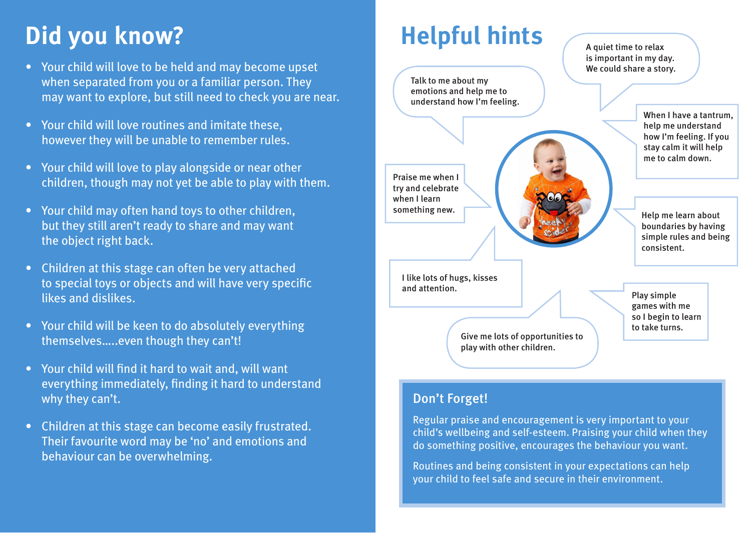## Did you know?

- Your child will love to be held and may become upset when separated from you or a familiar person. They may want to explore, but still need to check you are near.
- Your child will love routines and imitate these, however they will be unable to remember rules.
- Your child will love to play alongside or near other children, though may not yet be able to play with them.
- Your child may often hand toys to other children, but they still aren't ready to share and may want the object right back.
- Children at this stage can often be very attached to special toys or objects and will have very specific likes and dislikes.
- Your child will be keen to do absolutely everything themselves.....even though they can't!
- Your child will find it hard to wait and, will want everything immediately, finding it hard to understand why they can't.
- Children at this stage can become easily frustrated. Their favourite word may be 'no' and emotions and behaviour can be overwhelming.

## Helpful hints

Talk to me about my emotions and help me to understand how I'm feeling.

A quiet time to relax is important in my day. We could share a story.

When I have a tantrum, help me understand how I'm feeling. If you stay calm it will help me to calm down.

Praise me when I try and celebrate when I learn something new.

Help me learn about boundaries by having simple rules and being consistent.

I like lots of hugs, kisses and attention.

Play simple games with me so I begin to learn to take turns.

Give me lots of opportunities to play with other children.

### Don't Forget!

Regular praise and encouragement is very important to your child's wellbeing and self-esteem. Praising your child when they do something positive, encourages the behaviour you want.

Routines and being consistent in your expectations can help your child to feel safe and secure in their environment.